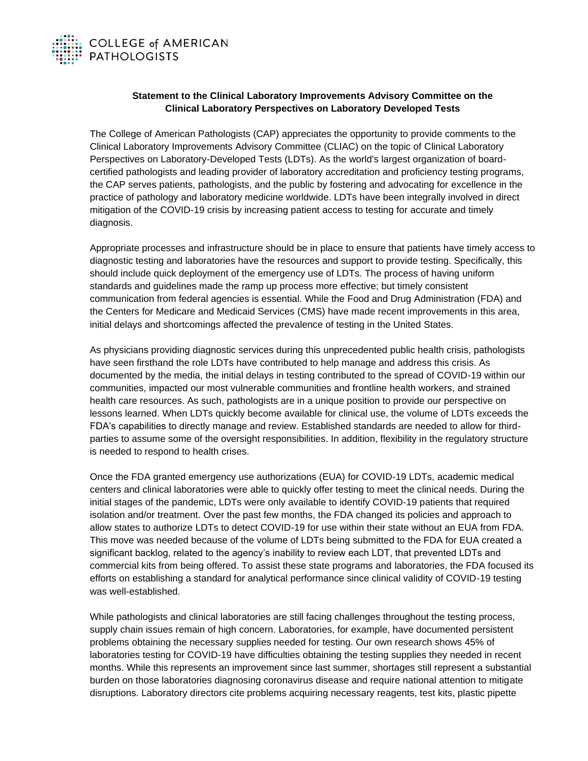COLLEGE of AMERICAN PATHOLOGISTS

**Statement to the Clinical Laboratory Improvements Advisory Committee on the Clinical Laboratory Perspectives on Laboratory Developed Tests**

The College of American Pathologists (CAP) appreciates the opportunity to provide comments to the Clinical Laboratory Improvements Advisory Committee (CLIAC) on the topic of Clinical Laboratory Perspectives on Laboratory-Developed Tests (LDTs). As the world's largest organization of board-certified pathologists and leading provider of laboratory accreditation and proficiency testing programs, the CAP serves patients, pathologists, and the public by fostering and advocating for excellence in the practice of pathology and laboratory medicine worldwide. LDTs have been integrally involved in direct mitigation of the COVID-19 crisis by increasing patient access to testing for accurate and timely diagnosis.

Appropriate processes and infrastructure should be in place to ensure that patients have timely access to diagnostic testing and laboratories have the resources and support to provide testing. Specifically, this should include quick deployment of the emergency use of LDTs. The process of having uniform standards and guidelines made the ramp up process more effective; but timely consistent communication from federal agencies is essential. While the Food and Drug Administration (FDA) and the Centers for Medicare and Medicaid Services (CMS) have made recent improvements in this area, initial delays and shortcomings affected the prevalence of testing in the United States.

As physicians providing diagnostic services during this unprecedented public health crisis, pathologists have seen firsthand the role LDTs have contributed to help manage and address this crisis. As documented by the media, the initial delays in testing contributed to the spread of COVID-19 within our communities, impacted our most vulnerable communities and frontline health workers, and strained health care resources. As such, pathologists are in a unique position to provide our perspective on lessons learned. When LDTs quickly become available for clinical use, the volume of LDTs exceeds the FDA's capabilities to directly manage and review. Established standards are needed to allow for third-parties to assume some of the oversight responsibilities. In addition, flexibility in the regulatory structure is needed to respond to health crises.

Once the FDA granted emergency use authorizations (EUA) for COVID-19 LDTs, academic medical centers and clinical laboratories were able to quickly offer testing to meet the clinical needs. During the initial stages of the pandemic, LDTs were only available to identify COVID-19 patients that required isolation and/or treatment. Over the past few months, the FDA changed its policies and approach to allow states to authorize LDTs to detect COVID-19 for use within their state without an EUA from FDA. This move was needed because of the volume of LDTs being submitted to the FDA for EUA created a significant backlog, related to the agency's inability to review each LDT, that prevented LDTs and commercial kits from being offered. To assist these state programs and laboratories, the FDA focused its efforts on establishing a standard for analytical performance since clinical validity of COVID-19 testing was well-established.

While pathologists and clinical laboratories are still facing challenges throughout the testing process, supply chain issues remain of high concern. Laboratories, for example, have documented persistent problems obtaining the necessary supplies needed for testing. Our own research shows 45% of laboratories testing for COVID-19 have difficulties obtaining the testing supplies they needed in recent months. While this represents an improvement since last summer, shortages still represent a substantial burden on those laboratories diagnosing coronavirus disease and require national attention to mitigate disruptions. Laboratory directors cite problems acquiring necessary reagents, test kits, plastic pipette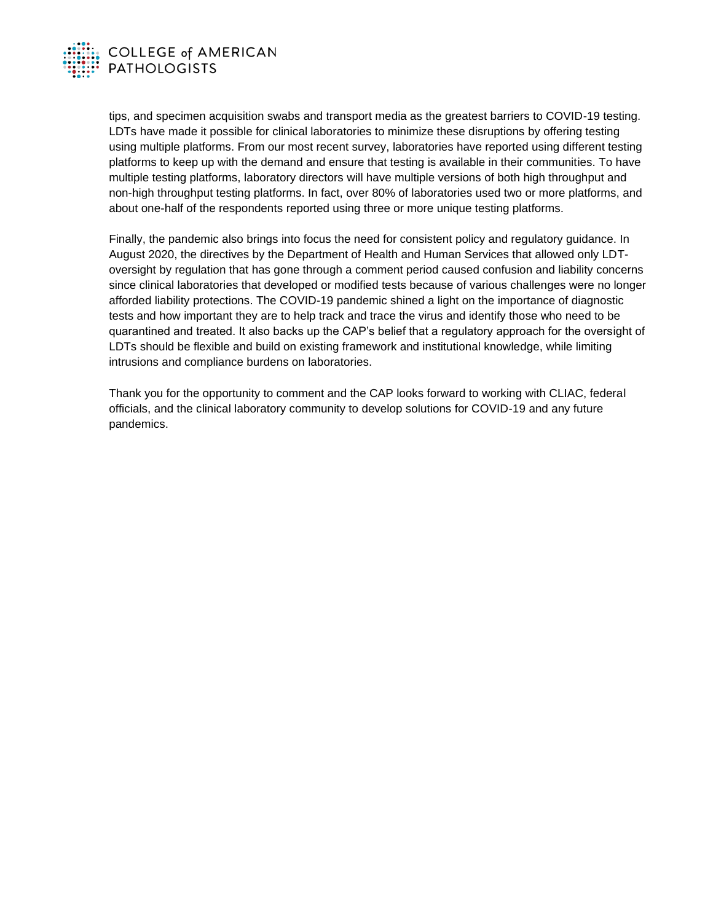tips, and specimen acquisition swabs and transport media as the greatest barriers to COVID-19 testing. LDTs have made it possible for clinical laboratories to minimize these disruptions by offering testing using multiple platforms. From our most recent survey, laboratories have reported using different testing platforms to keep up with the demand and ensure that testing is available in their communities. To have multiple testing platforms, laboratory directors will have multiple versions of both high throughput and non-high throughput testing platforms. In fact, over 80% of laboratories used two or more platforms, and about one-half of the respondents reported using three or more unique testing platforms.

Finally, the pandemic also brings into focus the need for consistent policy and regulatory guidance. In August 2020, the directives by the Department of Health and Human Services that allowed only LDT-oversight by regulation that has gone through a comment period caused confusion and liability concerns since clinical laboratories that developed or modified tests because of various challenges were no longer afforded liability protections. The COVID-19 pandemic shined a light on the importance of diagnostic tests and how important they are to help track and trace the virus and identify those who need to be quarantined and treated. It also backs up the CAP's belief that a regulatory approach for the oversight of LDTs should be flexible and build on existing framework and institutional knowledge, while limiting intrusions and compliance burdens on laboratories.

Thank you for the opportunity to comment and the CAP looks forward to working with CLIAC, federal officials, and the clinical laboratory community to develop solutions for COVID-19 and any future pandemics.